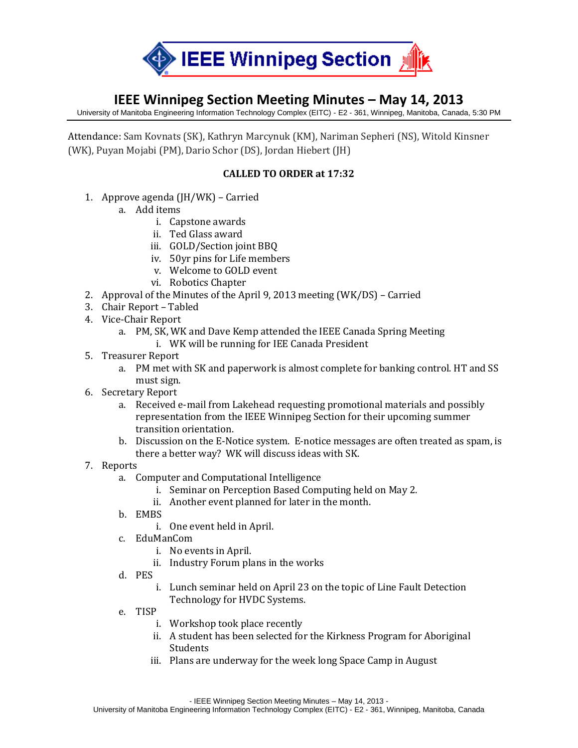# IEEE Winnipeg Section Meeting Minutes – May 14, 2013

University of Manitoba Engineering Information Technology Complex (EITC) - E2 - 361, Winnipeg, Manitoba, Canada, 5:30 PM

Attendance: Sam Kovnats (SK), Kathryn Marcynuk (KM), Nariman Sepheri (NS), Witold Kinsner (WK), Puyan Mojabi (PM), Dario Schor (DS), Jordan Hiebert (JH)

**CALLED TO ORDER at 17:32**

1. Approve agenda (JH/WK) – Carried
    a. Add items
        i. Capstone awards
        ii. Ted Glass award
        iii. GOLD/Section joint BBQ
        iv. 50yr pins for Life members
        v. Welcome to GOLD event
        vi. Robotics Chapter
2. Approval of the Minutes of the April 9, 2013 meeting (WK/DS) – Carried
3. Chair Report – Tabled
4. Vice-Chair Report
    a. PM, SK, WK and Dave Kemp attended the IEEE Canada Spring Meeting
        i. WK will be running for IEE Canada President
5. Treasurer Report
    a. PM met with SK and paperwork is almost complete for banking control. HT and SS must sign.
6. Secretary Report
    a. Received e-mail from Lakehead requesting promotional materials and possibly representation from the IEEE Winnipeg Section for their upcoming summer transition orientation.
    b. Discussion on the E-Notice system. E-notice messages are often treated as spam, is there a better way? WK will discuss ideas with SK.
7. Reports
    a. Computer and Computational Intelligence
        i. Seminar on Perception Based Computing held on May 2.
        ii. Another event planned for later in the month.
    b. EMBS
        i. One event held in April.
    c. EduManCom
        i. No events in April.
        ii. Industry Forum plans in the works
    d. PES
        i. Lunch seminar held on April 23 on the topic of Line Fault Detection Technology for HVDC Systems.
    e. TISP
        i. Workshop took place recently
        ii. A student has been selected for the Kirkness Program for Aboriginal Students
        iii. Plans are underway for the week long Space Camp in August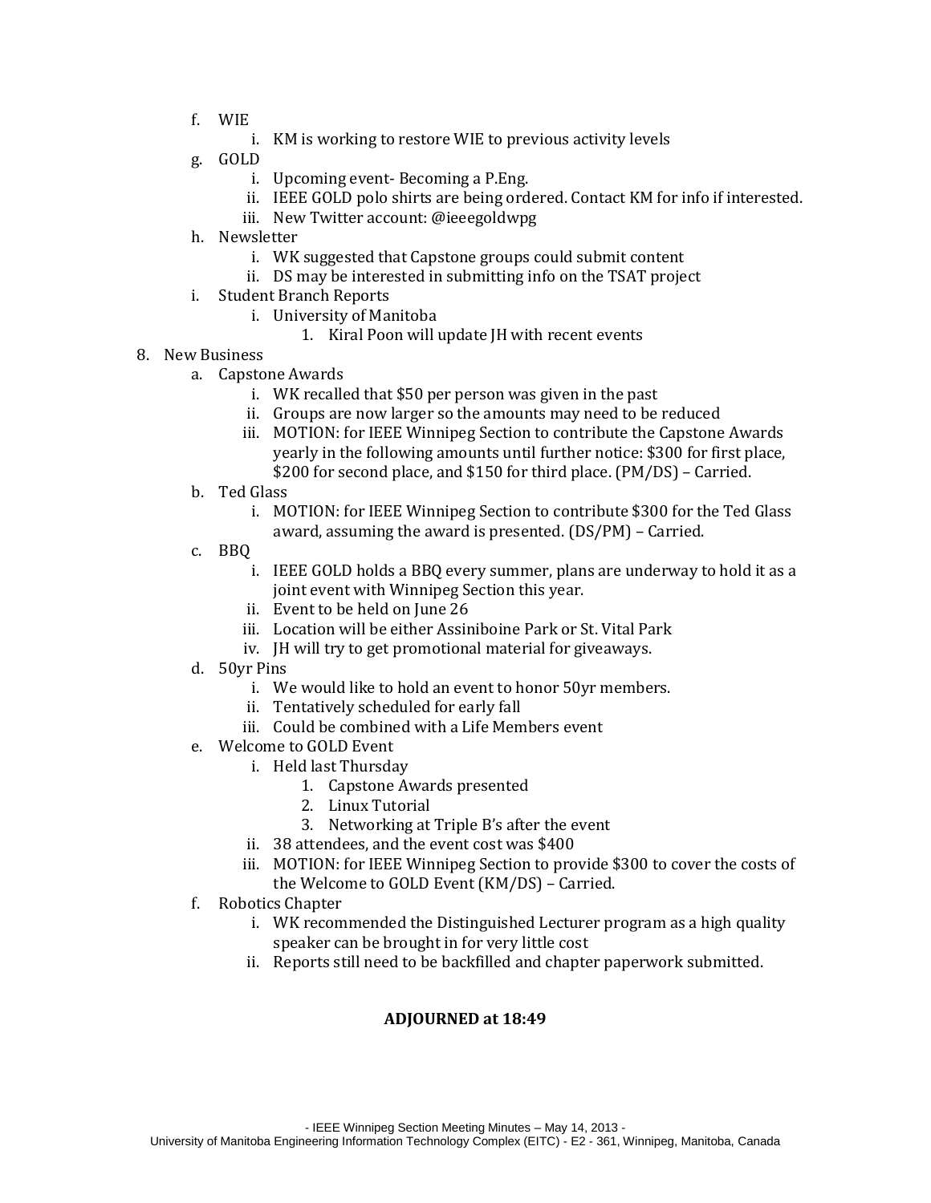f. WIE
    i. KM is working to restore WIE to previous activity levels
g. GOLD
    i. Upcoming event- Becoming a P.Eng.
    ii. IEEE GOLD polo shirts are being ordered. Contact KM for info if interested.
    iii. New Twitter account: @ieeegoldwpg
h. Newsletter
    i. WK suggested that Capstone groups could submit content
    ii. DS may be interested in submitting info on the TSAT project
i. Student Branch Reports
    i. University of Manitoba
        1. Kiral Poon will update JH with recent events

8. New Business
    a. Capstone Awards
        i. WK recalled that $50 per person was given in the past
        ii. Groups are now larger so the amounts may need to be reduced
        iii. MOTION: for IEEE Winnipeg Section to contribute the Capstone Awards yearly in the following amounts until further notice: $300 for first place, $200 for second place, and $150 for third place. (PM/DS) – Carried.
    b. Ted Glass
        i. MOTION: for IEEE Winnipeg Section to contribute $300 for the Ted Glass award, assuming the award is presented. (DS/PM) – Carried.
    c. BBQ
        i. IEEE GOLD holds a BBQ every summer, plans are underway to hold it as a joint event with Winnipeg Section this year.
        ii. Event to be held on June 26
        iii. Location will be either Assiniboine Park or St. Vital Park
        iv. JH will try to get promotional material for giveaways.
    d. 50yr Pins
        i. We would like to hold an event to honor 50yr members.
        ii. Tentatively scheduled for early fall
        iii. Could be combined with a Life Members event
    e. Welcome to GOLD Event
        i. Held last Thursday
            1. Capstone Awards presented
            2. Linux Tutorial
            3. Networking at Triple B's after the event
        ii. 38 attendees, and the event cost was $400
        iii. MOTION: for IEEE Winnipeg Section to provide $300 to cover the costs of the Welcome to GOLD Event (KM/DS) – Carried.
    f. Robotics Chapter
        i. WK recommended the Distinguished Lecturer program as a high quality speaker can be brought in for very little cost
        ii. Reports still need to be backfilled and chapter paperwork submitted.

**ADJOURNED at 18:49**